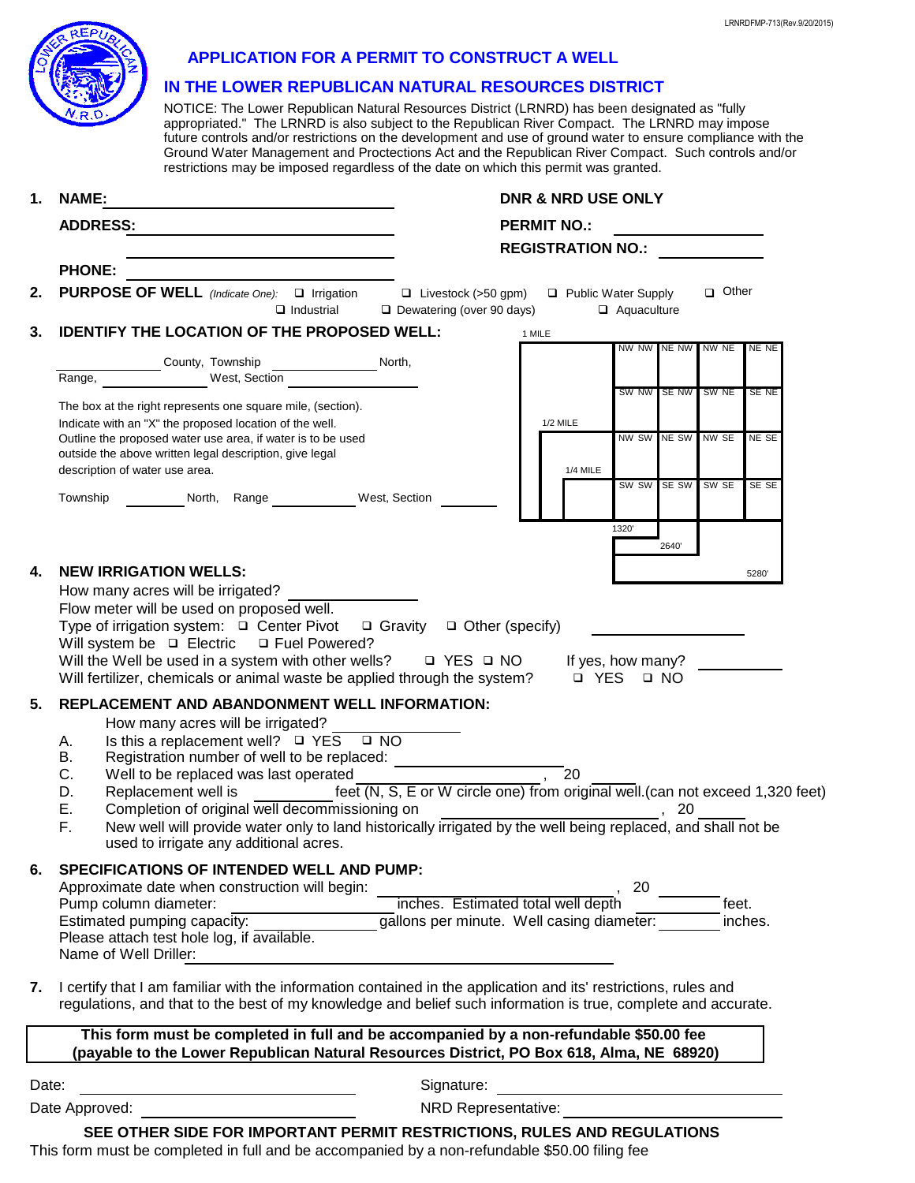LRNRDFMP-713(Rev.9/20/2015)

# APPLICATION FOR A PERMIT TO CONSTRUCT A WELL

## IN THE LOWER REPUBLICAN NATURAL RESOURCES DISTRICT

NOTICE: The Lower Republican Natural Resources District (LRNRD) has been designated as "fully appropriated." The LRNRD is also subject to the Republican River Compact. The LRNRD may impose future controls and/or restrictions on the development and use of ground water to ensure compliance with the Ground Water Management and Proctections Act and the Republican River Compact. Such controls and/or restrictions may be imposed regardless of the date on which this permit was granted.

**1. NAME:** ______________________

**ADDRESS:** ______________________

______________________

**PHONE:** ______________________

**DNR & NRD USE ONLY**

**PERMIT NO.:** ____________

**REGISTRATION NO.:** ____________

**2. PURPOSE OF WELL** *(Indicate One):* ❑ Irrigation ❑ Livestock (>50 gpm) ❑ Public Water Supply ❑ Other ❑ Industrial ❑ Dewatering (over 90 days) ❑ Aquaculture

**3. IDENTIFY THE LOCATION OF THE PROPOSED WELL:**

__________ County, Township __________ North, Range, __________ West, Section __________

The box at the right represents one square mile, (section). Indicate with an "X" the proposed location of the well. Outline the proposed water use area, if water is to be used outside the above written legal description, give legal description of water use area.

Township ________ North, Range __________ West, Section ________

| NW NW | NE NW | NW NE | NE NE |
|---|---|---|---|
| SW NW | SE NW | SW NE | SE NE |
| NW SW | NE SW | NW SE | NE SE |
| SW SW | SE SW | SW SE | SE SE |

1 MILE; 1/2 MILE; 1/4 MILE; 1320'; 2640'; 5280'

**4. NEW IRRIGATION WELLS:**

How many acres will be irrigated? __________

Flow meter will be used on proposed well.

Type of irrigation system: ❑ Center Pivot ❑ Gravity ❑ Other (specify) __________

Will system be ❑ Electric ❑ Fuel Powered?

Will the Well be used in a system with other wells? ❑ YES ❑ NO If yes, how many? ________

Will fertilizer, chemicals or animal waste be applied through the system? ❑ YES ❑ NO

**5. REPLACEMENT AND ABANDONMENT WELL INFORMATION:**

How many acres will be irrigated? __________

A. Is this a replacement well? ❑ YES ❑ NO

B. Registration number of well to be replaced: __________

C. Well to be replaced was last operated __________, 20 ____

D. Replacement well is ________ feet (N, S, E or W circle one) from original well.(can not exceed 1,320 feet)

E. Completion of original well decommissioning on __________, 20 ____

F. New well will provide water only to land historically irrigated by the well being replaced, and shall not be used to irrigate any additional acres.

**6. SPECIFICATIONS OF INTENDED WELL AND PUMP:**

Approximate date when construction will begin: __________, 20 ____

Pump column diameter: __________ inches. Estimated total well depth ________ feet.

Estimated pumping capacity: __________ gallons per minute. Well casing diameter: ________ inches.

Please attach test hole log, if available.

Name of Well Driller: ______________________

**7.** I certify that I am familiar with the information contained in the application and its' restrictions, rules and regulations, and that to the best of my knowledge and belief such information is true, complete and accurate.

**This form must be completed in full and be accompanied by a non-refundable $50.00 fee (payable to the Lower Republican Natural Resources District, PO Box 618, Alma, NE 68920)**

Date: ______________ Signature: ______________

Date Approved: ______________ NRD Representative: ______________

**SEE OTHER SIDE FOR IMPORTANT PERMIT RESTRICTIONS, RULES AND REGULATIONS**

This form must be completed in full and be accompanied by a non-refundable $50.00 filing fee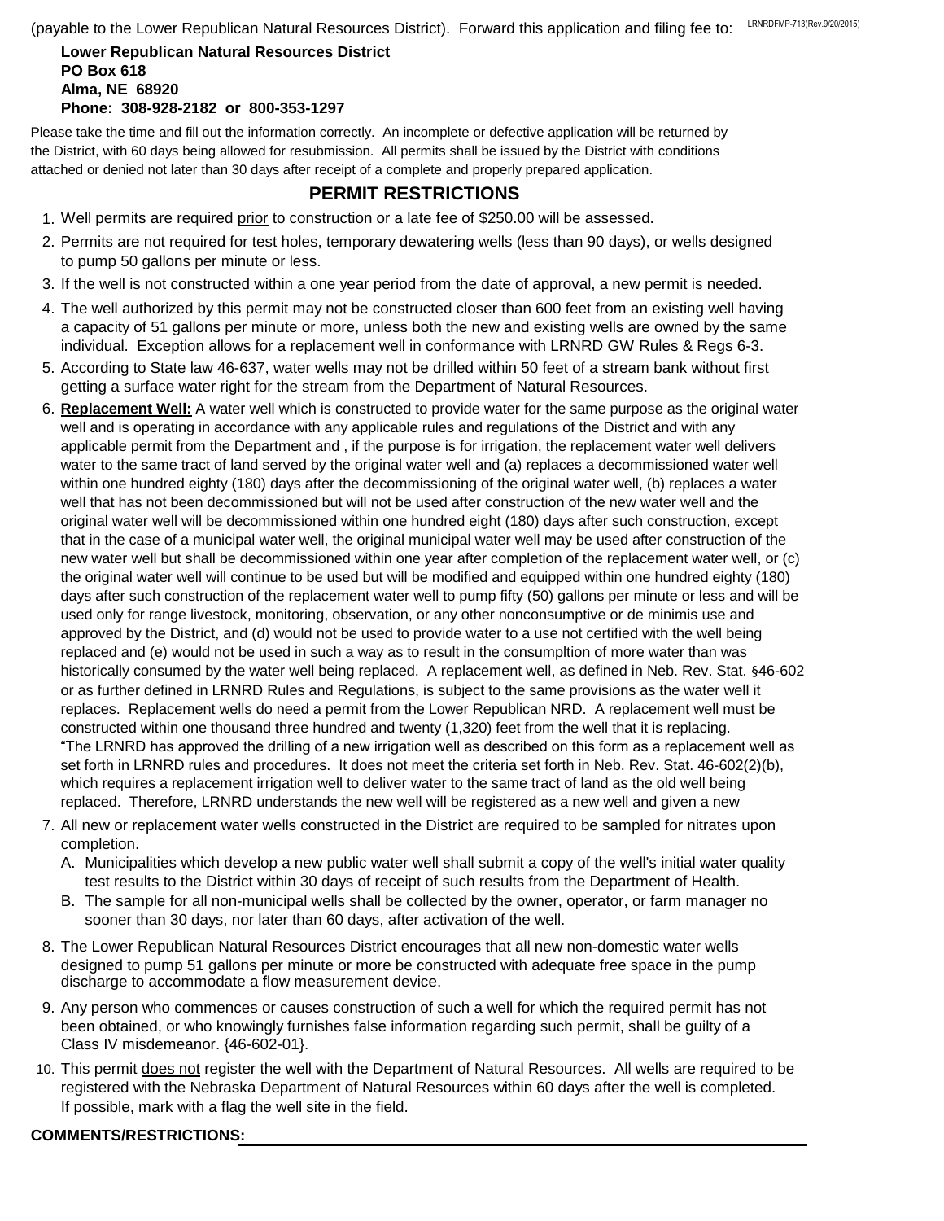(payable to the Lower Republican Natural Resources District). Forward this application and filing fee to: LRNRDFMP-713(Rev.9/20/2015)

**Lower Republican Natural Resources District**
**PO Box 618**
**Alma, NE 68920**
**Phone: 308-928-2182 or 800-353-1297**

Please take the time and fill out the information correctly. An incomplete or defective application will be returned by the District, with 60 days being allowed for resubmission. All permits shall be issued by the District with conditions attached or denied not later than 30 days after receipt of a complete and properly prepared application.

## PERMIT RESTRICTIONS

1. Well permits are required prior to construction or a late fee of $250.00 will be assessed.
2. Permits are not required for test holes, temporary dewatering wells (less than 90 days), or wells designed to pump 50 gallons per minute or less.
3. If the well is not constructed within a one year period from the date of approval, a new permit is needed.
4. The well authorized by this permit may not be constructed closer than 600 feet from an existing well having a capacity of 51 gallons per minute or more, unless both the new and existing wells are owned by the same individual. Exception allows for a replacement well in conformance with LRNRD GW Rules & Regs 6-3.
5. According to State law 46-637, water wells may not be drilled within 50 feet of a stream bank without first getting a surface water right for the stream from the Department of Natural Resources.
6. **Replacement Well:** A water well which is constructed to provide water for the same purpose as the original water well and is operating in accordance with any applicable rules and regulations of the District and with any applicable permit from the Department and , if the purpose is for irrigation, the replacement water well delivers water to the same tract of land served by the original water well and (a) replaces a decommissioned water well within one hundred eighty (180) days after the decommissioning of the original water well, (b) replaces a water well that has not been decommissioned but will not be used after construction of the new water well and the original water well will be decommissioned within one hundred eight (180) days after such construction, except that in the case of a municipal water well, the original municipal water well may be used after construction of the new water well but shall be decommissioned within one year after completion of the replacement water well, or (c) the original water well will continue to be used but will be modified and equipped within one hundred eighty (180) days after such construction of the replacement water well to pump fifty (50) gallons per minute or less and will be used only for range livestock, monitoring, observation, or any other nonconsumptive or de minimis use and approved by the District, and (d) would not be used to provide water to a use not certified with the well being replaced and (e) would not be used in such a way as to result in the consumpltion of more water than was historically consumed by the water well being replaced. A replacement well, as defined in Neb. Rev. Stat. §46-602 or as further defined in LRNRD Rules and Regulations, is subject to the same provisions as the water well it replaces. Replacement wells do need a permit from the Lower Republican NRD. A replacement well must be constructed within one thousand three hundred and twenty (1,320) feet from the well that it is replacing. "The LRNRD has approved the drilling of a new irrigation well as described on this form as a replacement well as set forth in LRNRD rules and procedures. It does not meet the criteria set forth in Neb. Rev. Stat. 46-602(2)(b), which requires a replacement irrigation well to deliver water to the same tract of land as the old well being replaced. Therefore, LRNRD understands the new well will be registered as a new well and given a new
7. All new or replacement water wells constructed in the District are required to be sampled for nitrates upon completion.
   - A. Municipalities which develop a new public water well shall submit a copy of the well's initial water quality test results to the District within 30 days of receipt of such results from the Department of Health.
   - B. The sample for all non-municipal wells shall be collected by the owner, operator, or farm manager no sooner than 30 days, nor later than 60 days, after activation of the well.
8. The Lower Republican Natural Resources District encourages that all new non-domestic water wells designed to pump 51 gallons per minute or more be constructed with adequate free space in the pump discharge to accommodate a flow measurement device.
9. Any person who commences or causes construction of such a well for which the required permit has not been obtained, or who knowingly furnishes false information regarding such permit, shall be guilty of a Class IV misdemeanor. {46-602-01}.
10. This permit does not register the well with the Department of Natural Resources. All wells are required to be registered with the Nebraska Department of Natural Resources within 60 days after the well is completed. If possible, mark with a flag the well site in the field.

**COMMENTS/RESTRICTIONS:** \_\_\_\_\_\_\_\_\_\_\_\_\_\_\_\_\_\_\_\_\_\_\_\_\_\_\_\_\_\_\_\_\_\_\_\_\_\_\_\_